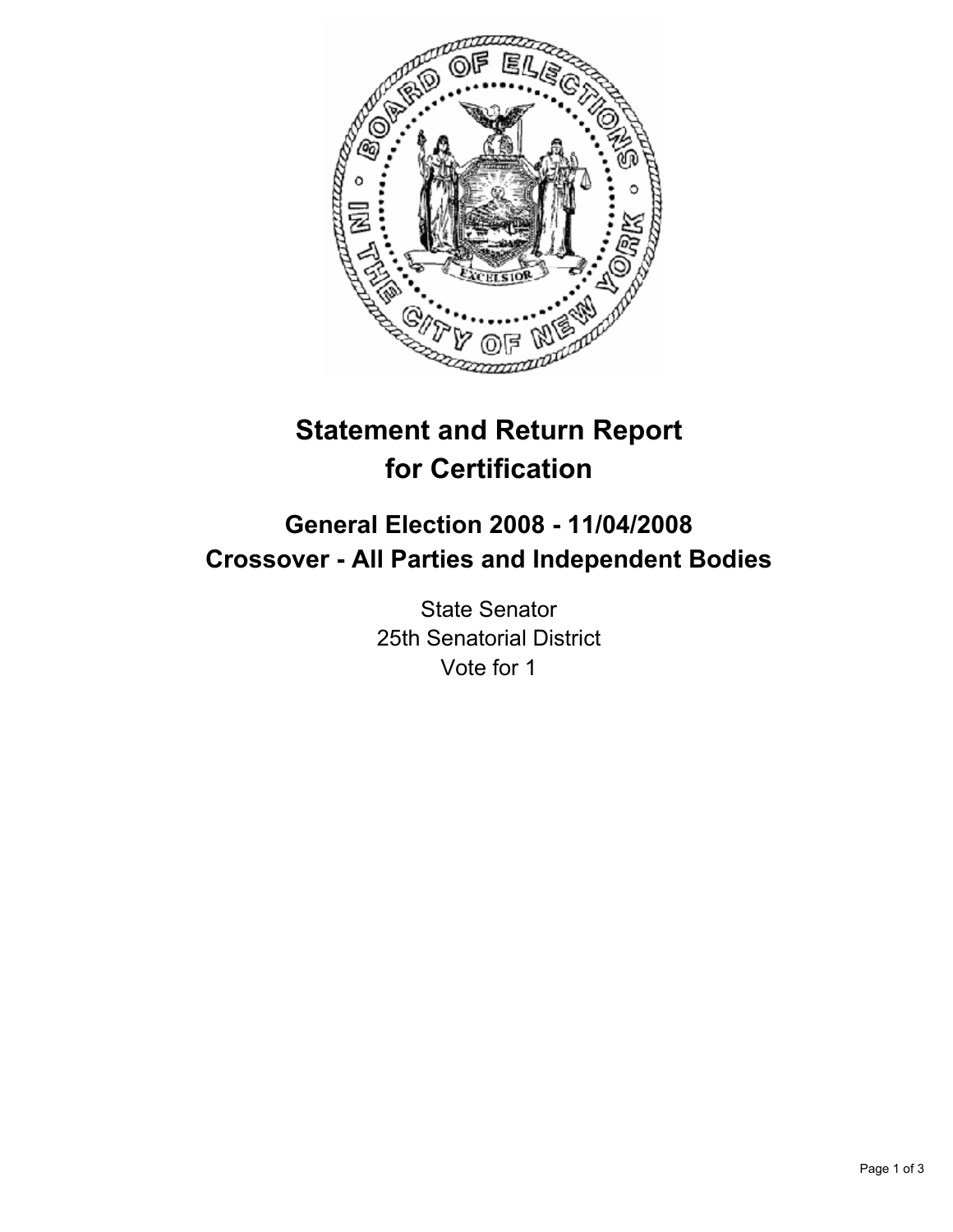# Statement and Return Report for Certification

## General Election 2008 - 11/04/2008
## Crossover - All Parties and Independent Bodies

State Senator
25th Senatorial District
Vote for 1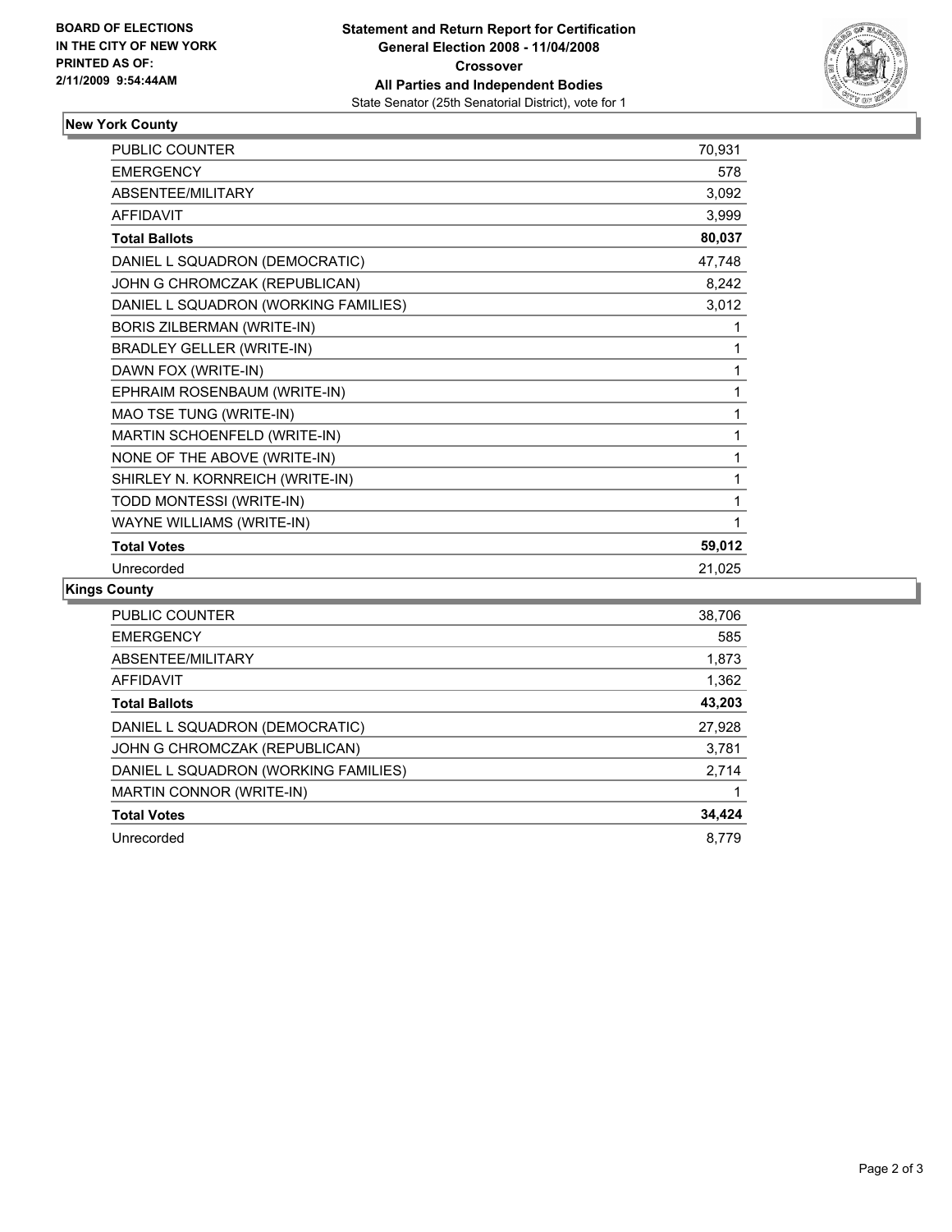**BOARD OF ELECTIONS**
**IN THE CITY OF NEW YORK**
**PRINTED AS OF:**
**2/11/2009 9:54:44AM**

**Statement and Return Report for Certification**
**General Election 2008 - 11/04/2008**
**Crossover**
**All Parties and Independent Bodies**
State Senator (25th Senatorial District), vote for 1

## New York County

| | |
|---|---|
| PUBLIC COUNTER | 70,931 |
| EMERGENCY | 578 |
| ABSENTEE/MILITARY | 3,092 |
| AFFIDAVIT | 3,999 |
| **Total Ballots** | **80,037** |
| DANIEL L SQUADRON (DEMOCRATIC) | 47,748 |
| JOHN G CHROMCZAK (REPUBLICAN) | 8,242 |
| DANIEL L SQUADRON (WORKING FAMILIES) | 3,012 |
| BORIS ZILBERMAN (WRITE-IN) | 1 |
| BRADLEY GELLER (WRITE-IN) | 1 |
| DAWN FOX (WRITE-IN) | 1 |
| EPHRAIM ROSENBAUM (WRITE-IN) | 1 |
| MAO TSE TUNG (WRITE-IN) | 1 |
| MARTIN SCHOENFELD (WRITE-IN) | 1 |
| NONE OF THE ABOVE (WRITE-IN) | 1 |
| SHIRLEY N. KORNREICH (WRITE-IN) | 1 |
| TODD MONTESSI (WRITE-IN) | 1 |
| WAYNE WILLIAMS (WRITE-IN) | 1 |
| **Total Votes** | **59,012** |
| Unrecorded | 21,025 |

## Kings County

| | |
|---|---|
| PUBLIC COUNTER | 38,706 |
| EMERGENCY | 585 |
| ABSENTEE/MILITARY | 1,873 |
| AFFIDAVIT | 1,362 |
| **Total Ballots** | **43,203** |
| DANIEL L SQUADRON (DEMOCRATIC) | 27,928 |
| JOHN G CHROMCZAK (REPUBLICAN) | 3,781 |
| DANIEL L SQUADRON (WORKING FAMILIES) | 2,714 |
| MARTIN CONNOR (WRITE-IN) | 1 |
| **Total Votes** | **34,424** |
| Unrecorded | 8,779 |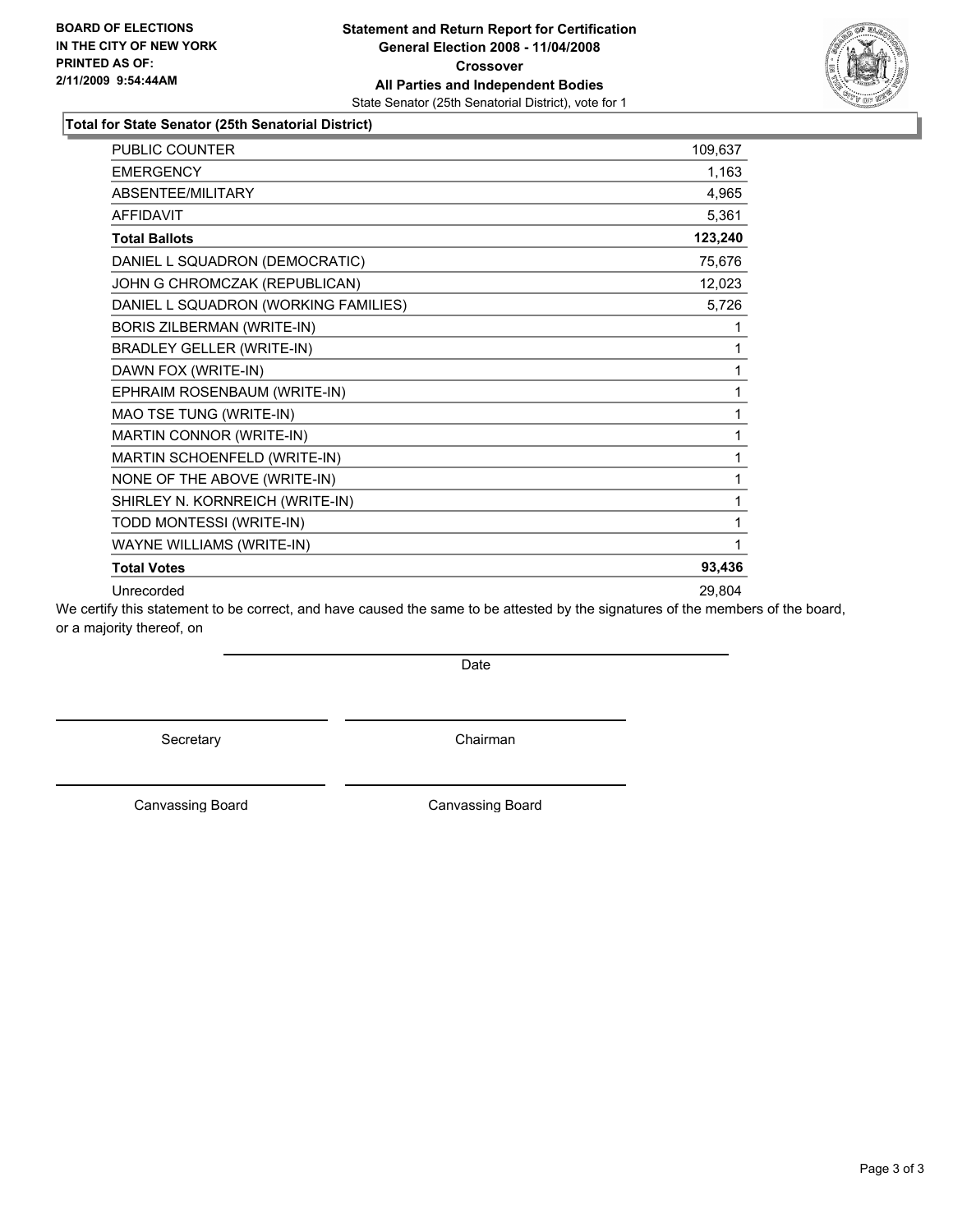**BOARD OF ELECTIONS**
**IN THE CITY OF NEW YORK**
**PRINTED AS OF:**
**2/11/2009 9:54:44AM**

**Statement and Return Report for Certification**
**General Election 2008 - 11/04/2008**
**Crossover**
**All Parties and Independent Bodies**
State Senator (25th Senatorial District), vote for 1

**Total for State Senator (25th Senatorial District)**

| | |
|---|---|
| PUBLIC COUNTER | 109,637 |
| EMERGENCY | 1,163 |
| ABSENTEE/MILITARY | 4,965 |
| AFFIDAVIT | 5,361 |
| **Total Ballots** | **123,240** |
| DANIEL L SQUADRON (DEMOCRATIC) | 75,676 |
| JOHN G CHROMCZAK (REPUBLICAN) | 12,023 |
| DANIEL L SQUADRON (WORKING FAMILIES) | 5,726 |
| BORIS ZILBERMAN (WRITE-IN) | 1 |
| BRADLEY GELLER (WRITE-IN) | 1 |
| DAWN FOX (WRITE-IN) | 1 |
| EPHRAIM ROSENBAUM (WRITE-IN) | 1 |
| MAO TSE TUNG (WRITE-IN) | 1 |
| MARTIN CONNOR (WRITE-IN) | 1 |
| MARTIN SCHOENFELD (WRITE-IN) | 1 |
| NONE OF THE ABOVE (WRITE-IN) | 1 |
| SHIRLEY N. KORNREICH (WRITE-IN) | 1 |
| TODD MONTESSI (WRITE-IN) | 1 |
| WAYNE WILLIAMS (WRITE-IN) | 1 |
| **Total Votes** | **93,436** |
| Unrecorded | 29,804 |

We certify this statement to be correct, and have caused the same to be attested by the signatures of the members of the board, or a majority thereof, on

Date

Secretary

Chairman

Canvassing Board

Canvassing Board